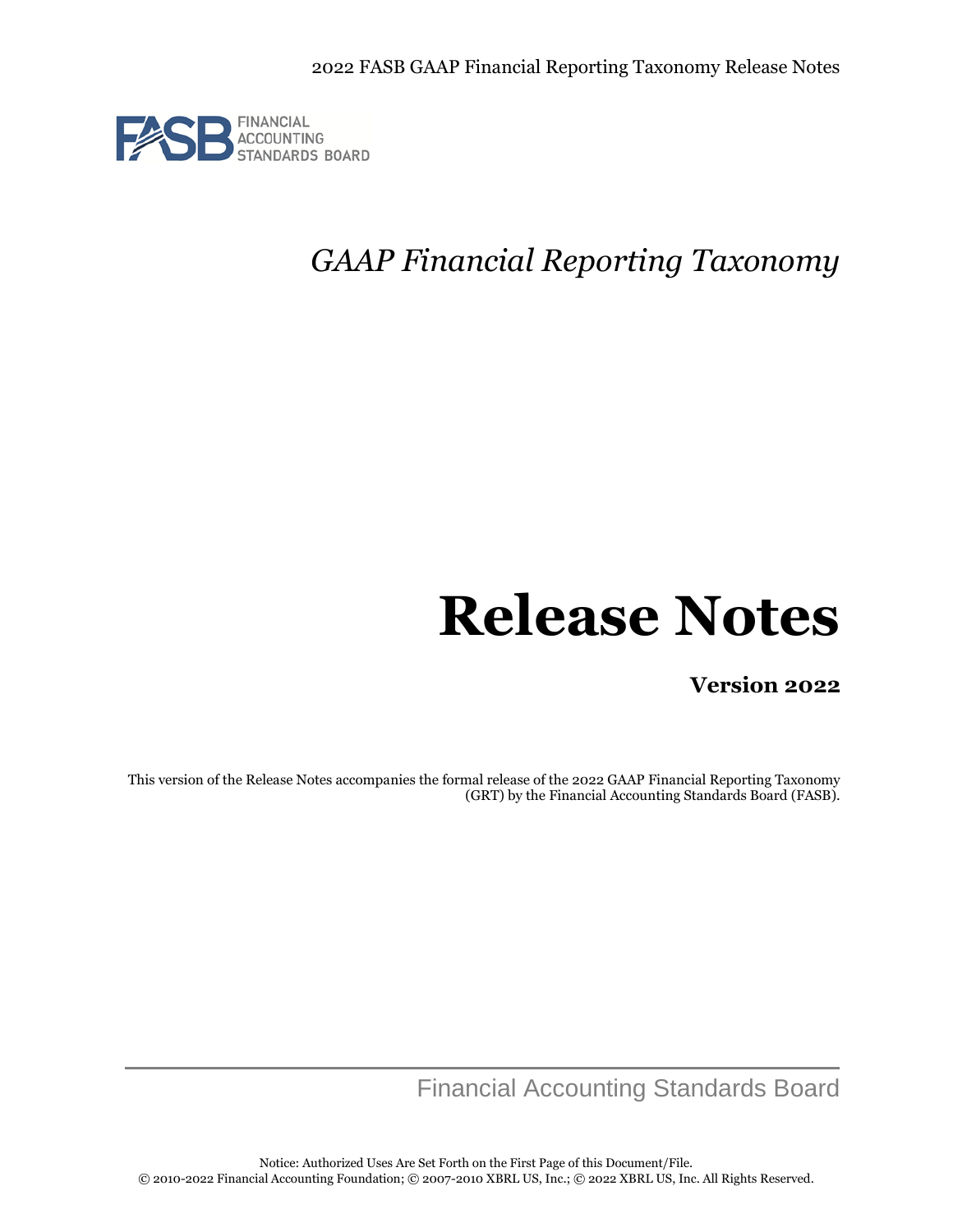FASB FINANCIAL ACCOUNTING STANDARDS BOARD

*GAAP Financial Reporting Taxonomy*

# Release Notes

**Version 2022**

This version of the Release Notes accompanies the formal release of the 2022 GAAP Financial Reporting Taxonomy (GRT) by the Financial Accounting Standards Board (FASB).

Financial Accounting Standards Board

Notice: Authorized Uses Are Set Forth on the First Page of this Document/File.
© 2010-2022 Financial Accounting Foundation; © 2007-2010 XBRL US, Inc.; © 2022 XBRL US, Inc. All Rights Reserved.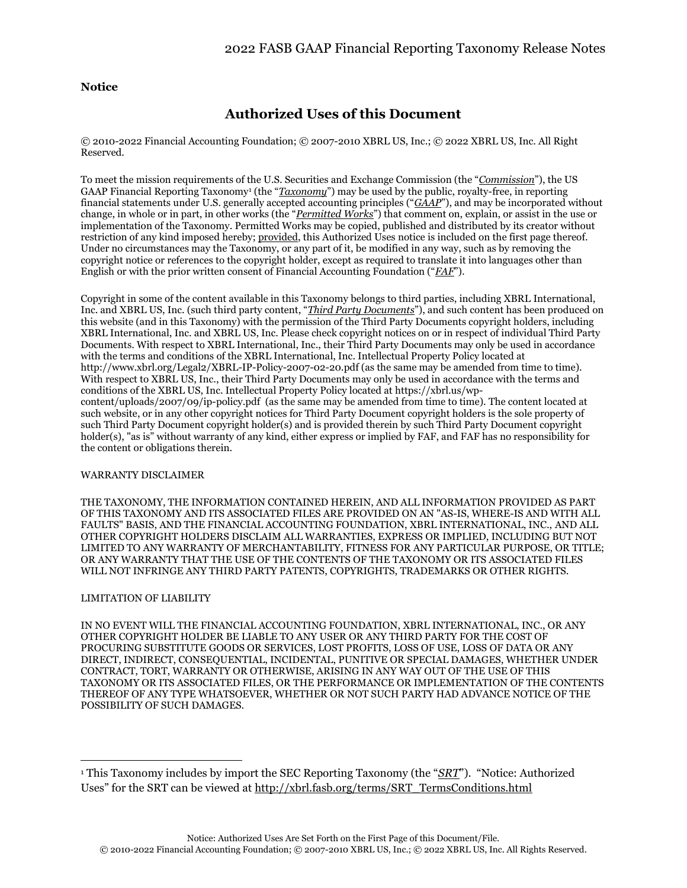**Notice**

## Authorized Uses of this Document

© 2010-2022 Financial Accounting Foundation; © 2007-2010 XBRL US, Inc.; © 2022 XBRL US, Inc. All Right Reserved.

To meet the mission requirements of the U.S. Securities and Exchange Commission (the "*Commission*"), the US GAAP Financial Reporting Taxonomy[1] (the "*Taxonomy*") may be used by the public, royalty-free, in reporting financial statements under U.S. generally accepted accounting principles ("*GAAP*"), and may be incorporated without change, in whole or in part, in other works (the "*Permitted Works*") that comment on, explain, or assist in the use or implementation of the Taxonomy. Permitted Works may be copied, published and distributed by its creator without restriction of any kind imposed hereby; provided, this Authorized Uses notice is included on the first page thereof. Under no circumstances may the Taxonomy, or any part of it, be modified in any way, such as by removing the copyright notice or references to the copyright holder, except as required to translate it into languages other than English or with the prior written consent of Financial Accounting Foundation ("*FAF*").

Copyright in some of the content available in this Taxonomy belongs to third parties, including XBRL International, Inc. and XBRL US, Inc. (such third party content, "*Third Party Documents*"), and such content has been produced on this website (and in this Taxonomy) with the permission of the Third Party Documents copyright holders, including XBRL International, Inc. and XBRL US, Inc. Please check copyright notices on or in respect of individual Third Party Documents. With respect to XBRL International, Inc., their Third Party Documents may only be used in accordance with the terms and conditions of the XBRL International, Inc. Intellectual Property Policy located at http://www.xbrl.org/Legal2/XBRL-IP-Policy-2007-02-20.pdf (as the same may be amended from time to time). With respect to XBRL US, Inc., their Third Party Documents may only be used in accordance with the terms and conditions of the XBRL US, Inc. Intellectual Property Policy located at https://xbrl.us/wp-content/uploads/2007/09/ip-policy.pdf (as the same may be amended from time to time). The content located at such website, or in any other copyright notices for Third Party Document copyright holders is the sole property of such Third Party Document copyright holder(s) and is provided therein by such Third Party Document copyright holder(s), "as is" without warranty of any kind, either express or implied by FAF, and FAF has no responsibility for the content or obligations therein.

WARRANTY DISCLAIMER

THE TAXONOMY, THE INFORMATION CONTAINED HEREIN, AND ALL INFORMATION PROVIDED AS PART OF THIS TAXONOMY AND ITS ASSOCIATED FILES ARE PROVIDED ON AN "AS-IS, WHERE-IS AND WITH ALL FAULTS" BASIS, AND THE FINANCIAL ACCOUNTING FOUNDATION, XBRL INTERNATIONAL, INC., AND ALL OTHER COPYRIGHT HOLDERS DISCLAIM ALL WARRANTIES, EXPRESS OR IMPLIED, INCLUDING BUT NOT LIMITED TO ANY WARRANTY OF MERCHANTABILITY, FITNESS FOR ANY PARTICULAR PURPOSE, OR TITLE; OR ANY WARRANTY THAT THE USE OF THE CONTENTS OF THE TAXONOMY OR ITS ASSOCIATED FILES WILL NOT INFRINGE ANY THIRD PARTY PATENTS, COPYRIGHTS, TRADEMARKS OR OTHER RIGHTS.

LIMITATION OF LIABILITY

IN NO EVENT WILL THE FINANCIAL ACCOUNTING FOUNDATION, XBRL INTERNATIONAL, INC., OR ANY OTHER COPYRIGHT HOLDER BE LIABLE TO ANY USER OR ANY THIRD PARTY FOR THE COST OF PROCURING SUBSTITUTE GOODS OR SERVICES, LOST PROFITS, LOSS OF USE, LOSS OF DATA OR ANY DIRECT, INDIRECT, CONSEQUENTIAL, INCIDENTAL, PUNITIVE OR SPECIAL DAMAGES, WHETHER UNDER CONTRACT, TORT, WARRANTY OR OTHERWISE, ARISING IN ANY WAY OUT OF THE USE OF THIS TAXONOMY OR ITS ASSOCIATED FILES, OR THE PERFORMANCE OR IMPLEMENTATION OF THE CONTENTS THEREOF OF ANY TYPE WHATSOEVER, WHETHER OR NOT SUCH PARTY HAD ADVANCE NOTICE OF THE POSSIBILITY OF SUCH DAMAGES.

---

[1] This Taxonomy includes by import the SEC Reporting Taxonomy (the "*SRT*"). "Notice: Authorized Uses" for the SRT can be viewed at http://xbrl.fasb.org/terms/SRT_TermsConditions.html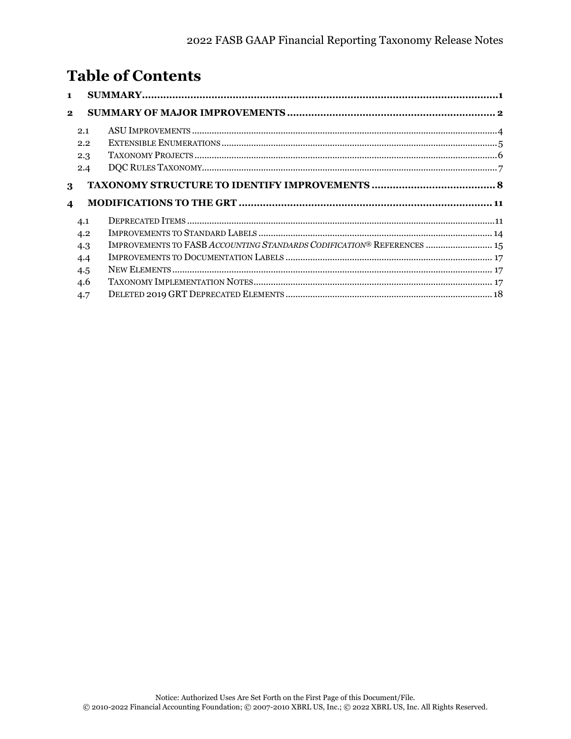# Table of Contents

1 SUMMARY....................................................................................................................1

2 SUMMARY OF MAJOR IMPROVEMENTS ..................................................................... 2

- 2.1 ASU IMPROVEMENTS ..........................................................................................................4
- 2.2 EXTENSIBLE ENUMERATIONS ..............................................................................................5
- 2.3 TAXONOMY PROJECTS .........................................................................................................6
- 2.4 DQC RULES TAXONOMY.......................................................................................................7

3 TAXONOMY STRUCTURE TO IDENTIFY IMPROVEMENTS ......................................... 8

4 MODIFICATIONS TO THE GRT .................................................................................... 11

- 4.1 DEPRECATED ITEMS ...........................................................................................................11
- 4.2 IMPROVEMENTS TO STANDARD LABELS .............................................................................. 14
- 4.3 IMPROVEMENTS TO FASB *ACCOUNTING STANDARDS CODIFICATION®* REFERENCES ........................... 15
- 4.4 IMPROVEMENTS TO DOCUMENTATION LABELS ................................................................... 17
- 4.5 NEW ELEMENTS ................................................................................................................. 17
- 4.6 TAXONOMY IMPLEMENTATION NOTES................................................................................ 17
- 4.7 DELETED 2019 GRT DEPRECATED ELEMENTS ................................................................... 18

Notice: Authorized Uses Are Set Forth on the First Page of this Document/File.
© 2010-2022 Financial Accounting Foundation; © 2007-2010 XBRL US, Inc.; © 2022 XBRL US, Inc. All Rights Reserved.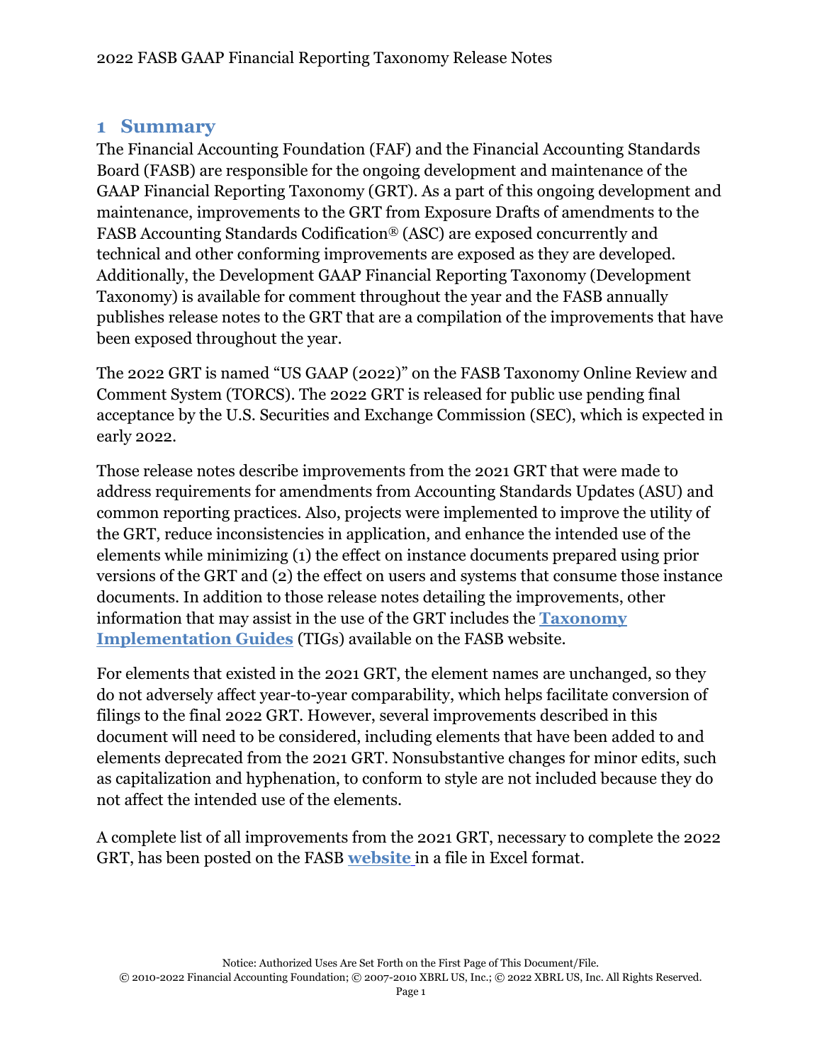# 1 Summary

The Financial Accounting Foundation (FAF) and the Financial Accounting Standards Board (FASB) are responsible for the ongoing development and maintenance of the GAAP Financial Reporting Taxonomy (GRT). As a part of this ongoing development and maintenance, improvements to the GRT from Exposure Drafts of amendments to the FASB Accounting Standards Codification® (ASC) are exposed concurrently and technical and other conforming improvements are exposed as they are developed. Additionally, the Development GAAP Financial Reporting Taxonomy (Development Taxonomy) is available for comment throughout the year and the FASB annually publishes release notes to the GRT that are a compilation of the improvements that have been exposed throughout the year.

The 2022 GRT is named "US GAAP (2022)" on the FASB Taxonomy Online Review and Comment System (TORCS). The 2022 GRT is released for public use pending final acceptance by the U.S. Securities and Exchange Commission (SEC), which is expected in early 2022.

Those release notes describe improvements from the 2021 GRT that were made to address requirements for amendments from Accounting Standards Updates (ASU) and common reporting practices. Also, projects were implemented to improve the utility of the GRT, reduce inconsistencies in application, and enhance the intended use of the elements while minimizing (1) the effect on instance documents prepared using prior versions of the GRT and (2) the effect on users and systems that consume those instance documents. In addition to those release notes detailing the improvements, other information that may assist in the use of the GRT includes the **Taxonomy Implementation Guides** (TIGs) available on the FASB website.

For elements that existed in the 2021 GRT, the element names are unchanged, so they do not adversely affect year-to-year comparability, which helps facilitate conversion of filings to the final 2022 GRT. However, several improvements described in this document will need to be considered, including elements that have been added to and elements deprecated from the 2021 GRT. Nonsubstantive changes for minor edits, such as capitalization and hyphenation, to conform to style are not included because they do not affect the intended use of the elements.

A complete list of all improvements from the 2021 GRT, necessary to complete the 2022 GRT, has been posted on the FASB **website** in a file in Excel format.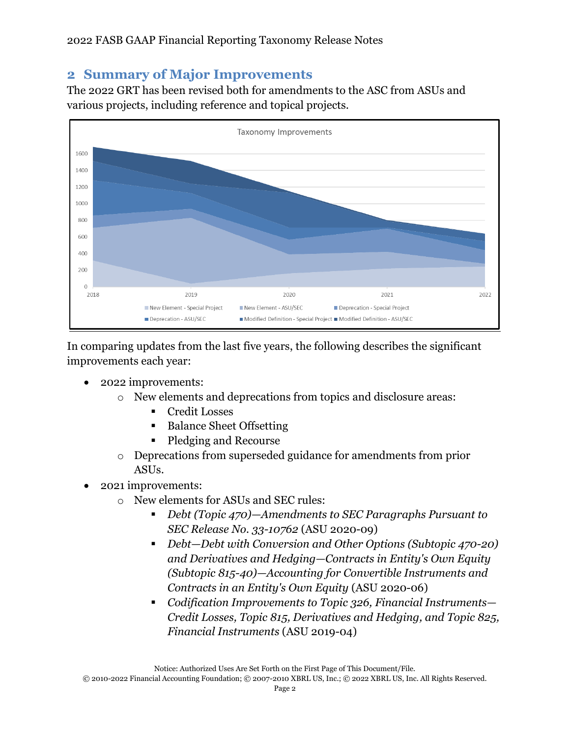## 2 Summary of Major Improvements

The 2022 GRT has been revised both for amendments to the ASC from ASUs and various projects, including reference and topical projects.

In comparing updates from the last five years, the following describes the significant improvements each year:

- 2022 improvements:
  - New elements and deprecations from topics and disclosure areas:
    - Credit Losses
    - Balance Sheet Offsetting
    - Pledging and Recourse
  - Deprecations from superseded guidance for amendments from prior ASUs.
- 2021 improvements:
  - New elements for ASUs and SEC rules:
    - *Debt (Topic 470)—Amendments to SEC Paragraphs Pursuant to SEC Release No. 33-10762* (ASU 2020-09)
    - *Debt—Debt with Conversion and Other Options (Subtopic 470-20) and Derivatives and Hedging—Contracts in Entity's Own Equity (Subtopic 815-40)—Accounting for Convertible Instruments and Contracts in an Entity's Own Equity* (ASU 2020-06)
    - *Codification Improvements to Topic 326, Financial Instruments—Credit Losses, Topic 815, Derivatives and Hedging, and Topic 825, Financial Instruments* (ASU 2019-04)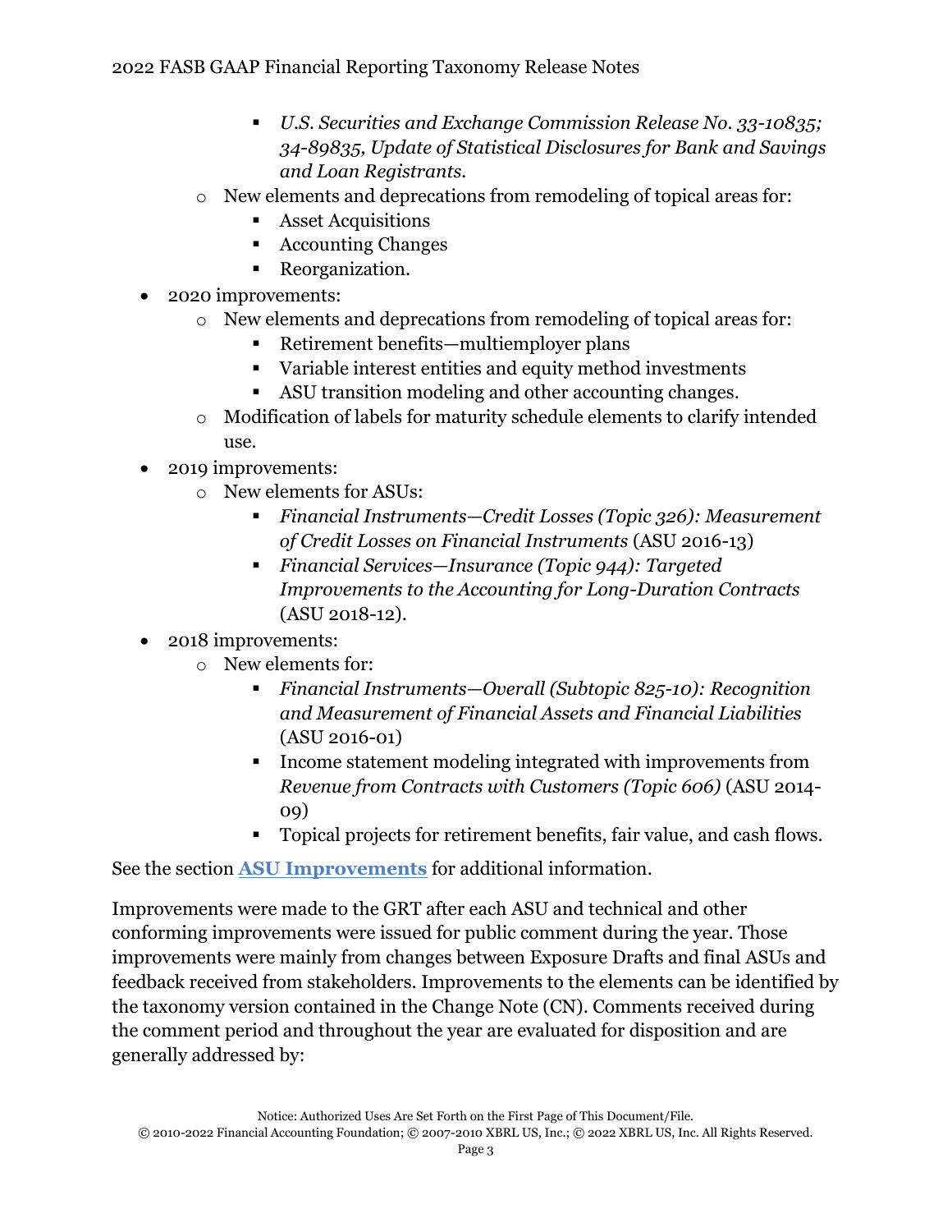- *U.S. Securities and Exchange Commission Release No. 33-10835; 34-89835, Update of Statistical Disclosures for Bank and Savings and Loan Registrants.*
    - New elements and deprecations from remodeling of topical areas for:
        - Asset Acquisitions
        - Accounting Changes
        - Reorganization.
- 2020 improvements:
    - New elements and deprecations from remodeling of topical areas for:
        - Retirement benefits—multiemployer plans
        - Variable interest entities and equity method investments
        - ASU transition modeling and other accounting changes.
    - Modification of labels for maturity schedule elements to clarify intended use.
- 2019 improvements:
    - New elements for ASUs:
        - *Financial Instruments—Credit Losses (Topic 326): Measurement of Credit Losses on Financial Instruments* (ASU 2016-13)
        - *Financial Services—Insurance (Topic 944): Targeted Improvements to the Accounting for Long-Duration Contracts* (ASU 2018-12).
- 2018 improvements:
    - New elements for:
        - *Financial Instruments—Overall (Subtopic 825-10): Recognition and Measurement of Financial Assets and Financial Liabilities* (ASU 2016-01)
        - Income statement modeling integrated with improvements from *Revenue from Contracts with Customers (Topic 606)* (ASU 2014-09)
        - Topical projects for retirement benefits, fair value, and cash flows.

See the section **ASU Improvements** for additional information.

Improvements were made to the GRT after each ASU and technical and other conforming improvements were issued for public comment during the year. Those improvements were mainly from changes between Exposure Drafts and final ASUs and feedback received from stakeholders. Improvements to the elements can be identified by the taxonomy version contained in the Change Note (CN). Comments received during the comment period and throughout the year are evaluated for disposition and are generally addressed by: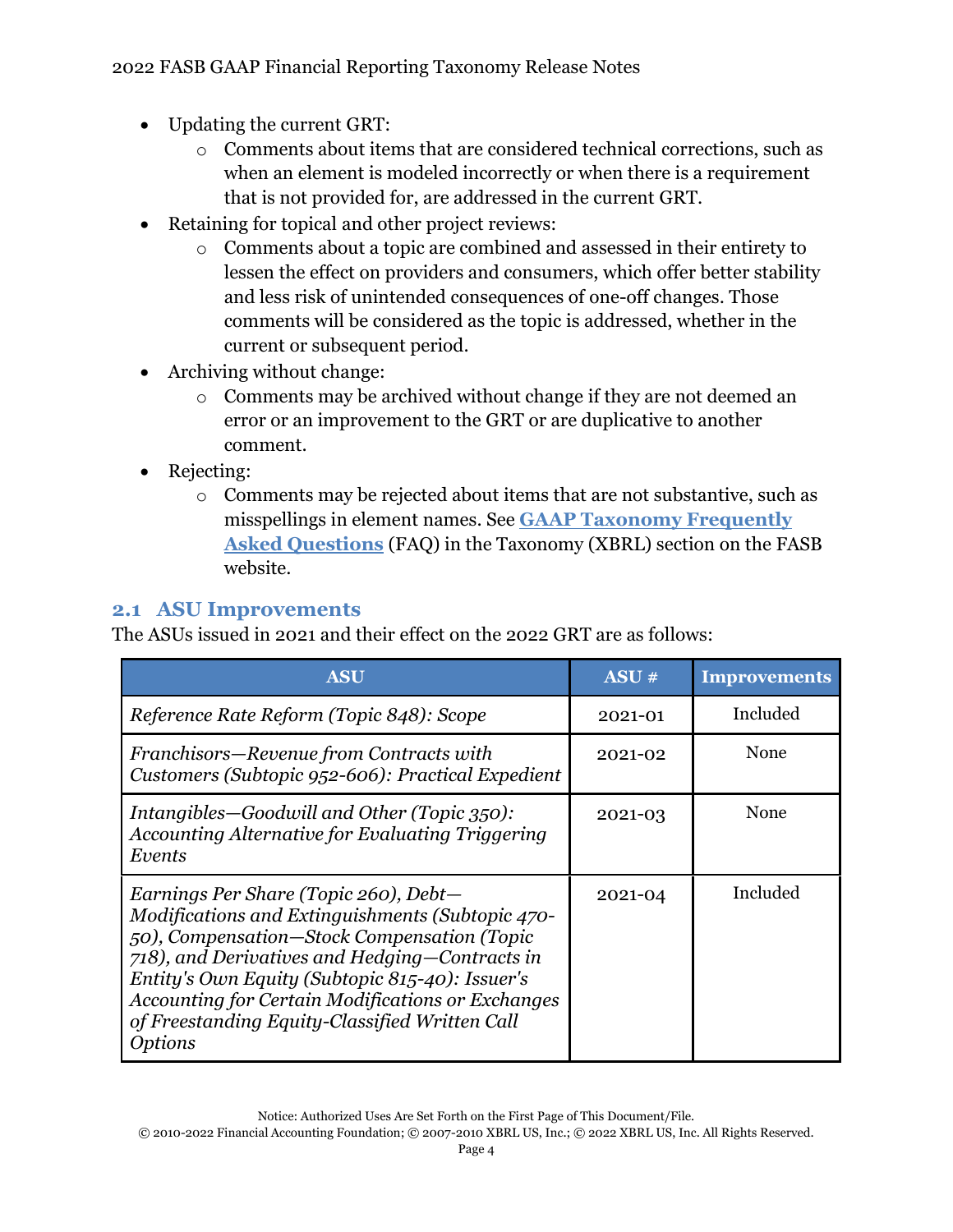- Updating the current GRT:
  - Comments about items that are considered technical corrections, such as when an element is modeled incorrectly or when there is a requirement that is not provided for, are addressed in the current GRT.
- Retaining for topical and other project reviews:
  - Comments about a topic are combined and assessed in their entirety to lessen the effect on providers and consumers, which offer better stability and less risk of unintended consequences of one-off changes. Those comments will be considered as the topic is addressed, whether in the current or subsequent period.
- Archiving without change:
  - Comments may be archived without change if they are not deemed an error or an improvement to the GRT or are duplicative to another comment.
- Rejecting:
  - Comments may be rejected about items that are not substantive, such as misspellings in element names. See **GAAP Taxonomy Frequently Asked Questions** (FAQ) in the Taxonomy (XBRL) section on the FASB website.

## 2.1 ASU Improvements

The ASUs issued in 2021 and their effect on the 2022 GRT are as follows:

| ASU | ASU # | Improvements |
|---|---|---|
| *Reference Rate Reform (Topic 848): Scope* | 2021-01 | Included |
| *Franchisors—Revenue from Contracts with Customers (Subtopic 952-606): Practical Expedient* | 2021-02 | None |
| *Intangibles—Goodwill and Other (Topic 350): Accounting Alternative for Evaluating Triggering Events* | 2021-03 | None |
| *Earnings Per Share (Topic 260), Debt—Modifications and Extinguishments (Subtopic 470-50), Compensation—Stock Compensation (Topic 718), and Derivatives and Hedging—Contracts in Entity's Own Equity (Subtopic 815-40): Issuer's Accounting for Certain Modifications or Exchanges of Freestanding Equity-Classified Written Call Options* | 2021-04 | Included |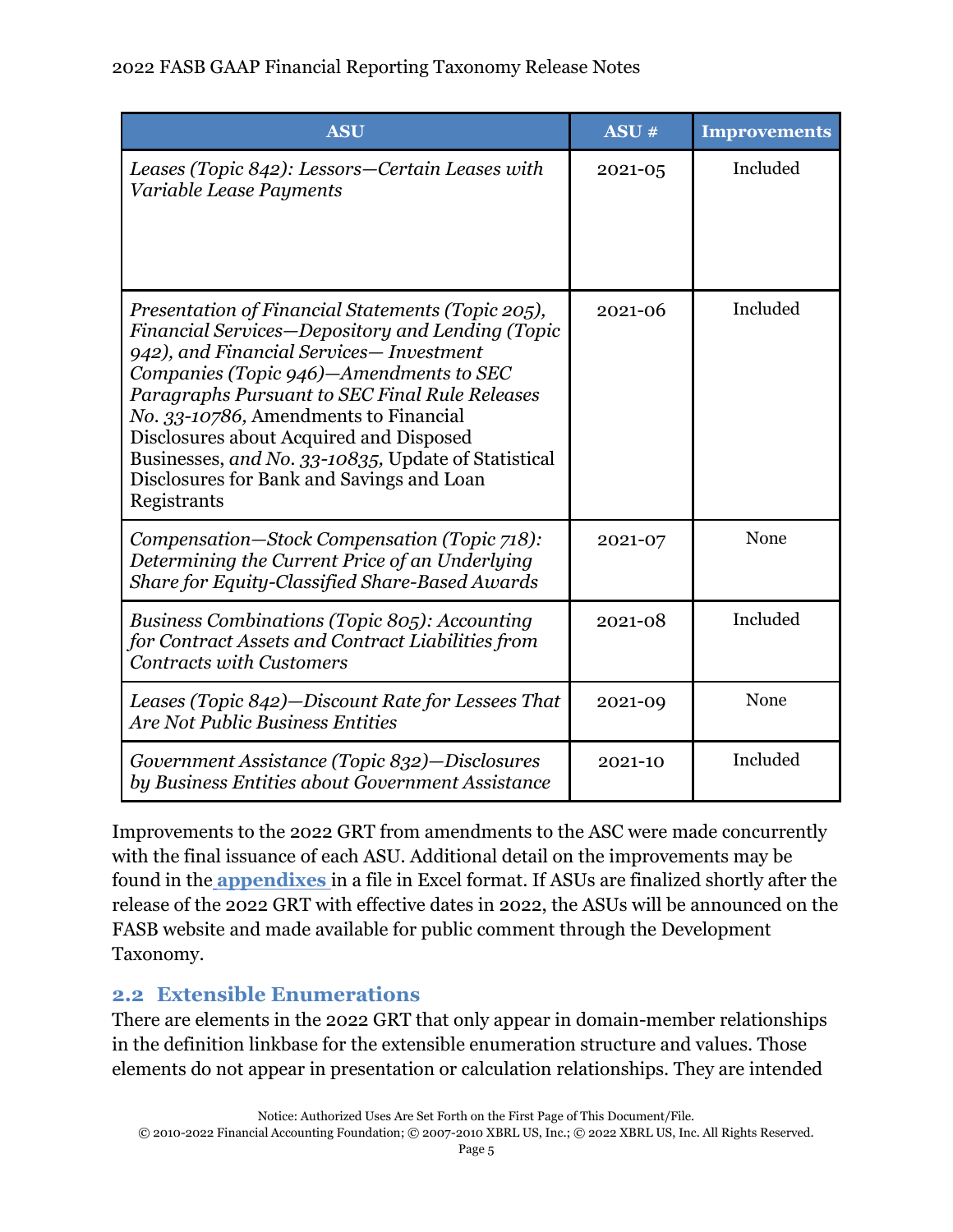| ASU | ASU # | Improvements |
|---|---|---|
| *Leases (Topic 842): Lessors—Certain Leases with Variable Lease Payments* | 2021-05 | Included |
| *Presentation of Financial Statements (Topic 205), Financial Services—Depository and Lending (Topic 942), and Financial Services— Investment Companies (Topic 946)—Amendments to SEC Paragraphs Pursuant to SEC Final Rule Releases No. 33-10786,* Amendments to Financial Disclosures about Acquired and Disposed Businesses, *and No. 33-10835,* Update of Statistical Disclosures for Bank and Savings and Loan Registrants | 2021-06 | Included |
| *Compensation—Stock Compensation (Topic 718): Determining the Current Price of an Underlying Share for Equity-Classified Share-Based Awards* | 2021-07 | None |
| *Business Combinations (Topic 805): Accounting for Contract Assets and Contract Liabilities from Contracts with Customers* | 2021-08 | Included |
| *Leases (Topic 842)—Discount Rate for Lessees That Are Not Public Business Entities* | 2021-09 | None |
| *Government Assistance (Topic 832)—Disclosures by Business Entities about Government Assistance* | 2021-10 | Included |

Improvements to the 2022 GRT from amendments to the ASC were made concurrently with the final issuance of each ASU. Additional detail on the improvements may be found in the **appendixes** in a file in Excel format. If ASUs are finalized shortly after the release of the 2022 GRT with effective dates in 2022, the ASUs will be announced on the FASB website and made available for public comment through the Development Taxonomy.

## 2.2 Extensible Enumerations

There are elements in the 2022 GRT that only appear in domain-member relationships in the definition linkbase for the extensible enumeration structure and values. Those elements do not appear in presentation or calculation relationships. They are intended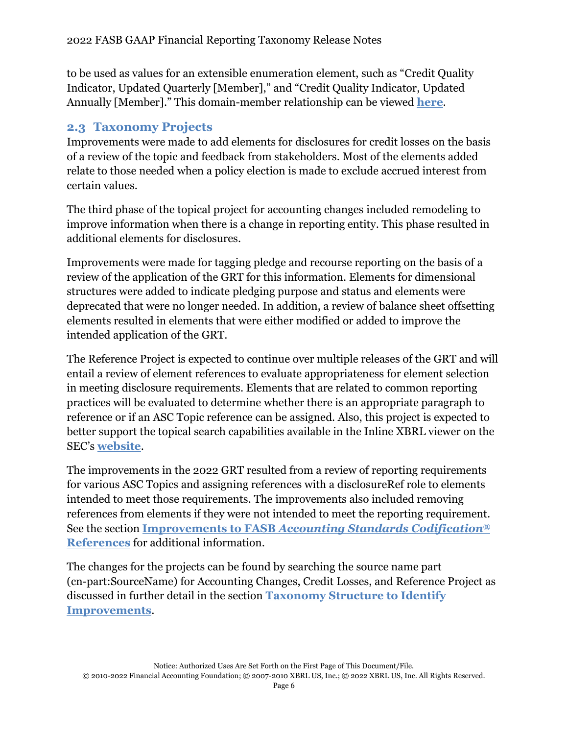to be used as values for an extensible enumeration element, such as "Credit Quality Indicator, Updated Quarterly [Member]," and "Credit Quality Indicator, Updated Annually [Member]." This domain-member relationship can be viewed **here**.

## 2.3 Taxonomy Projects

Improvements were made to add elements for disclosures for credit losses on the basis of a review of the topic and feedback from stakeholders. Most of the elements added relate to those needed when a policy election is made to exclude accrued interest from certain values.

The third phase of the topical project for accounting changes included remodeling to improve information when there is a change in reporting entity. This phase resulted in additional elements for disclosures.

Improvements were made for tagging pledge and recourse reporting on the basis of a review of the application of the GRT for this information. Elements for dimensional structures were added to indicate pledging purpose and status and elements were deprecated that were no longer needed. In addition, a review of balance sheet offsetting elements resulted in elements that were either modified or added to improve the intended application of the GRT.

The Reference Project is expected to continue over multiple releases of the GRT and will entail a review of element references to evaluate appropriateness for element selection in meeting disclosure requirements. Elements that are related to common reporting practices will be evaluated to determine whether there is an appropriate paragraph to reference or if an ASC Topic reference can be assigned. Also, this project is expected to better support the topical search capabilities available in the Inline XBRL viewer on the SEC's **website**.

The improvements in the 2022 GRT resulted from a review of reporting requirements for various ASC Topics and assigning references with a disclosureRef role to elements intended to meet those requirements. The improvements also included removing references from elements if they were not intended to meet the reporting requirement. See the section **Improvements to FASB *Accounting Standards Codification®* References** for additional information.

The changes for the projects can be found by searching the source name part (cn-part:SourceName) for Accounting Changes, Credit Losses, and Reference Project as discussed in further detail in the section **Taxonomy Structure to Identify Improvements**.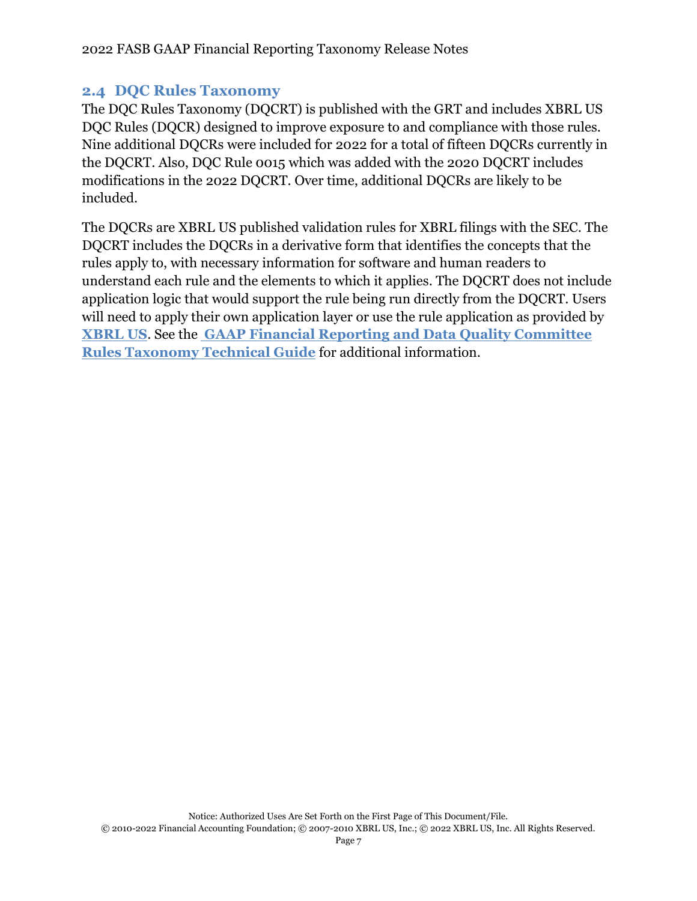## 2.4 DQC Rules Taxonomy

The DQC Rules Taxonomy (DQCRT) is published with the GRT and includes XBRL US DQC Rules (DQCR) designed to improve exposure to and compliance with those rules. Nine additional DQCRs were included for 2022 for a total of fifteen DQCRs currently in the DQCRT. Also, DQC Rule 0015 which was added with the 2020 DQCRT includes modifications in the 2022 DQCRT. Over time, additional DQCRs are likely to be included.

The DQCRs are XBRL US published validation rules for XBRL filings with the SEC. The DQCRT includes the DQCRs in a derivative form that identifies the concepts that the rules apply to, with necessary information for software and human readers to understand each rule and the elements to which it applies. The DQCRT does not include application logic that would support the rule being run directly from the DQCRT. Users will need to apply their own application layer or use the rule application as provided by **XBRL US**. See the **GAAP Financial Reporting and Data Quality Committee Rules Taxonomy Technical Guide** for additional information.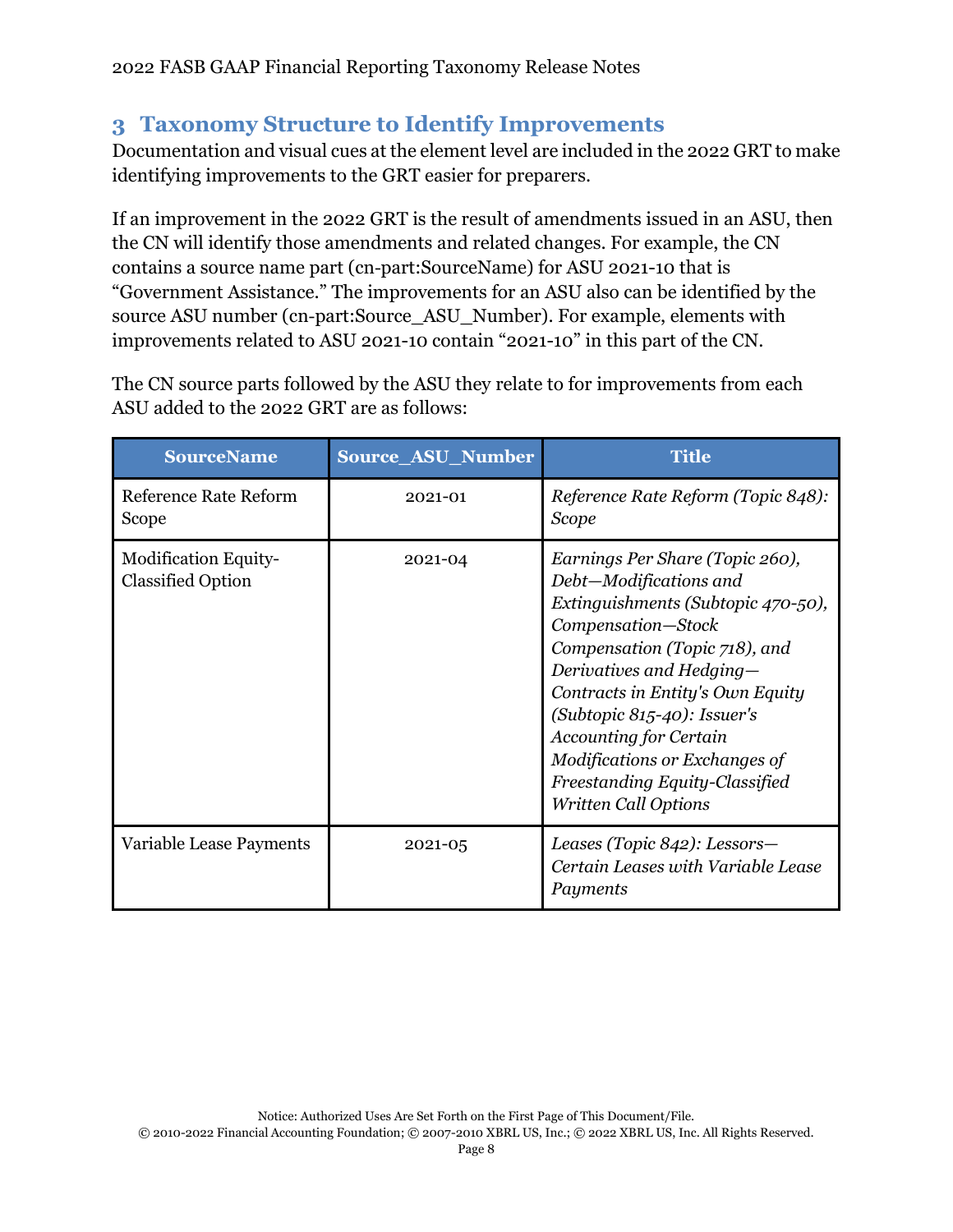## 3 Taxonomy Structure to Identify Improvements

Documentation and visual cues at the element level are included in the 2022 GRT to make identifying improvements to the GRT easier for preparers.

If an improvement in the 2022 GRT is the result of amendments issued in an ASU, then the CN will identify those amendments and related changes. For example, the CN contains a source name part (cn-part:SourceName) for ASU 2021-10 that is "Government Assistance." The improvements for an ASU also can be identified by the source ASU number (cn-part:Source_ASU_Number). For example, elements with improvements related to ASU 2021-10 contain "2021-10" in this part of the CN.

The CN source parts followed by the ASU they relate to for improvements from each ASU added to the 2022 GRT are as follows:

| SourceName | Source_ASU_Number | Title |
|---|---|---|
| Reference Rate Reform Scope | 2021-01 | *Reference Rate Reform (Topic 848): Scope* |
| Modification Equity-Classified Option | 2021-04 | *Earnings Per Share (Topic 260), Debt—Modifications and Extinguishments (Subtopic 470-50), Compensation—Stock Compensation (Topic 718), and Derivatives and Hedging—Contracts in Entity's Own Equity (Subtopic 815-40): Issuer's Accounting for Certain Modifications or Exchanges of Freestanding Equity-Classified Written Call Options* |
| Variable Lease Payments | 2021-05 | *Leases (Topic 842): Lessors—Certain Leases with Variable Lease Payments* |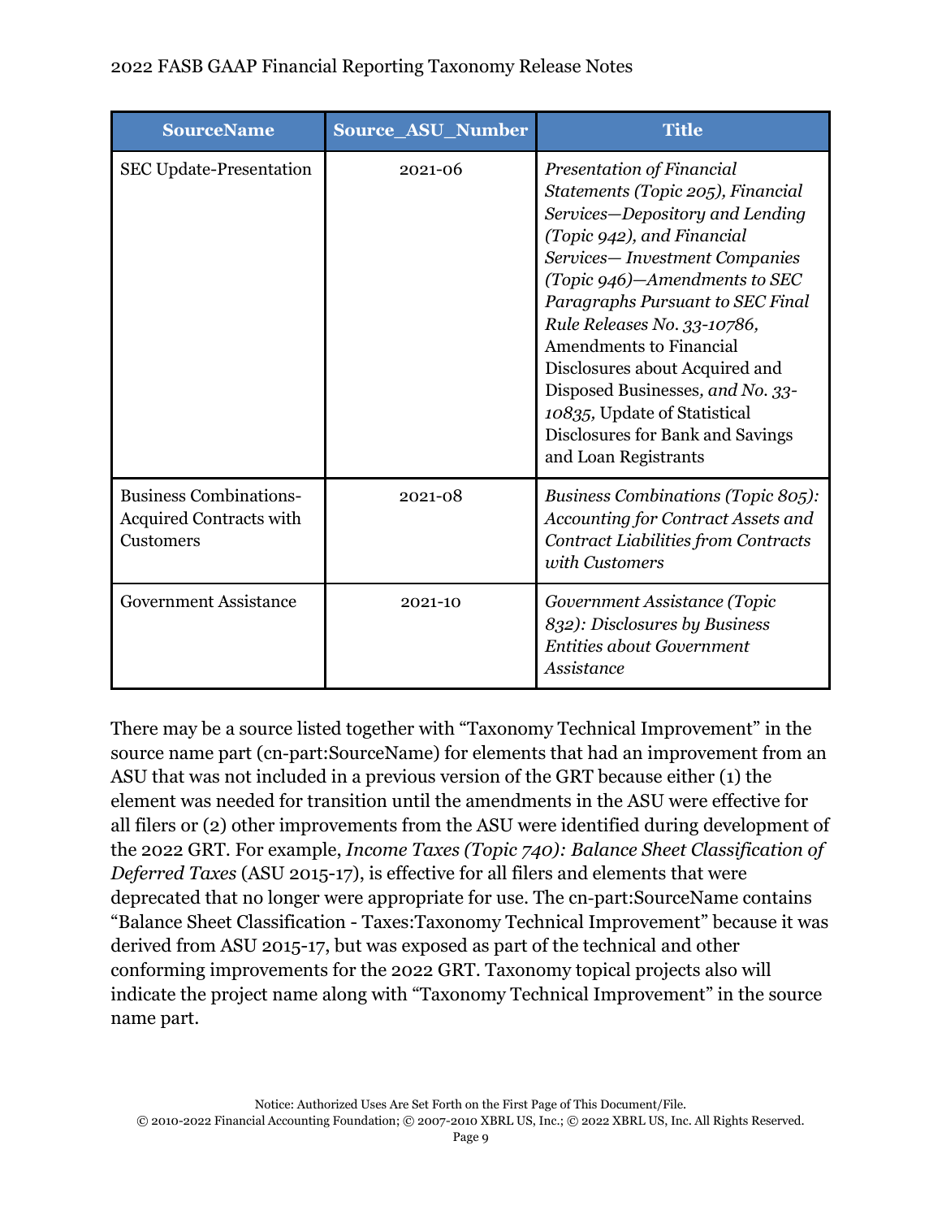| SourceName | Source_ASU_Number | Title |
| --- | --- | --- |
| SEC Update-Presentation | 2021-06 | *Presentation of Financial Statements (Topic 205), Financial Services—Depository and Lending (Topic 942), and Financial Services— Investment Companies (Topic 946)—Amendments to SEC Paragraphs Pursuant to SEC Final Rule Releases No. 33-10786,* Amendments to Financial Disclosures about Acquired and Disposed Businesses*, and No. 33-10835,* Update of Statistical Disclosures for Bank and Savings and Loan Registrants |
| Business Combinations-Acquired Contracts with Customers | 2021-08 | *Business Combinations (Topic 805): Accounting for Contract Assets and Contract Liabilities from Contracts with Customers* |
| Government Assistance | 2021-10 | *Government Assistance (Topic 832): Disclosures by Business Entities about Government Assistance* |

There may be a source listed together with “Taxonomy Technical Improvement” in the source name part (cn-part:SourceName) for elements that had an improvement from an ASU that was not included in a previous version of the GRT because either (1) the element was needed for transition until the amendments in the ASU were effective for all filers or (2) other improvements from the ASU were identified during development of the 2022 GRT. For example, *Income Taxes (Topic 740): Balance Sheet Classification of Deferred Taxes* (ASU 2015-17), is effective for all filers and elements that were deprecated that no longer were appropriate for use. The cn-part:SourceName contains “Balance Sheet Classification - Taxes:Taxonomy Technical Improvement” because it was derived from ASU 2015-17, but was exposed as part of the technical and other conforming improvements for the 2022 GRT. Taxonomy topical projects also will indicate the project name along with “Taxonomy Technical Improvement” in the source name part.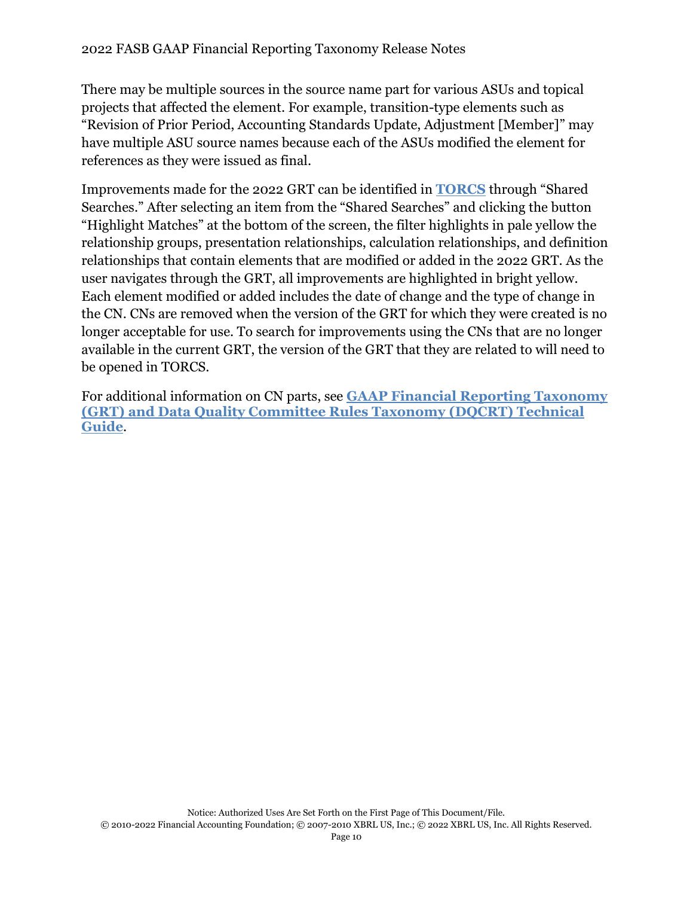There may be multiple sources in the source name part for various ASUs and topical projects that affected the element. For example, transition-type elements such as "Revision of Prior Period, Accounting Standards Update, Adjustment [Member]" may have multiple ASU source names because each of the ASUs modified the element for references as they were issued as final.

Improvements made for the 2022 GRT can be identified in **TORCS** through "Shared Searches." After selecting an item from the "Shared Searches" and clicking the button "Highlight Matches" at the bottom of the screen, the filter highlights in pale yellow the relationship groups, presentation relationships, calculation relationships, and definition relationships that contain elements that are modified or added in the 2022 GRT. As the user navigates through the GRT, all improvements are highlighted in bright yellow. Each element modified or added includes the date of change and the type of change in the CN. CNs are removed when the version of the GRT for which they were created is no longer acceptable for use. To search for improvements using the CNs that are no longer available in the current GRT, the version of the GRT that they are related to will need to be opened in TORCS.

For additional information on CN parts, see **GAAP Financial Reporting Taxonomy (GRT) and Data Quality Committee Rules Taxonomy (DQCRT) Technical Guide**.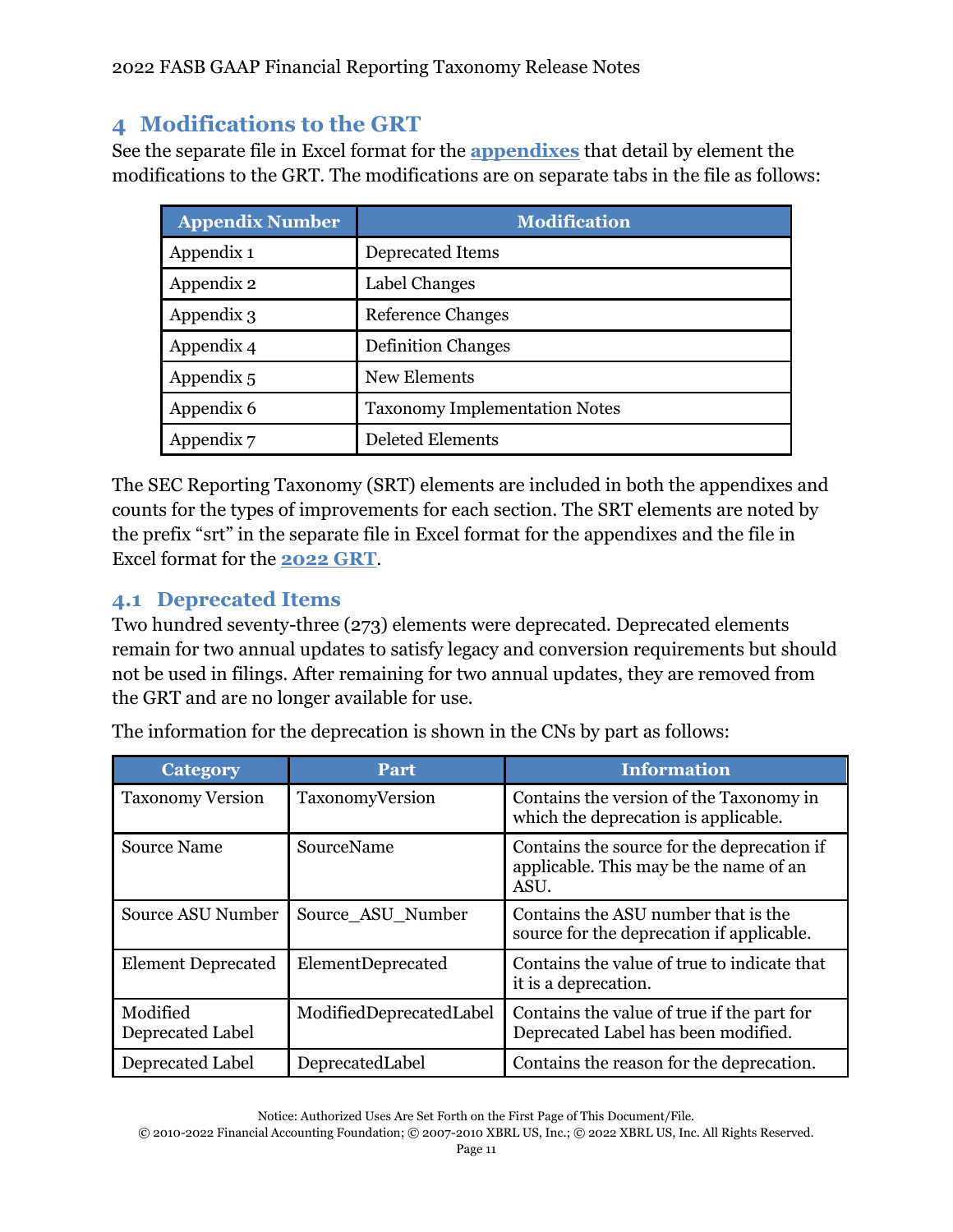## 4 Modifications to the GRT

See the separate file in Excel format for the **appendixes** that detail by element the modifications to the GRT. The modifications are on separate tabs in the file as follows:

| Appendix Number | Modification |
|---|---|
| Appendix 1 | Deprecated Items |
| Appendix 2 | Label Changes |
| Appendix 3 | Reference Changes |
| Appendix 4 | Definition Changes |
| Appendix 5 | New Elements |
| Appendix 6 | Taxonomy Implementation Notes |
| Appendix 7 | Deleted Elements |

The SEC Reporting Taxonomy (SRT) elements are included in both the appendixes and counts for the types of improvements for each section. The SRT elements are noted by the prefix "srt" in the separate file in Excel format for the appendixes and the file in Excel format for the **2022 GRT**.

### 4.1 Deprecated Items

Two hundred seventy-three (273) elements were deprecated. Deprecated elements remain for two annual updates to satisfy legacy and conversion requirements but should not be used in filings. After remaining for two annual updates, they are removed from the GRT and are no longer available for use.

The information for the deprecation is shown in the CNs by part as follows:

| Category | Part | Information |
|---|---|---|
| Taxonomy Version | TaxonomyVersion | Contains the version of the Taxonomy in which the deprecation is applicable. |
| Source Name | SourceName | Contains the source for the deprecation if applicable. This may be the name of an ASU. |
| Source ASU Number | Source_ASU_Number | Contains the ASU number that is the source for the deprecation if applicable. |
| Element Deprecated | ElementDeprecated | Contains the value of true to indicate that it is a deprecation. |
| Modified Deprecated Label | ModifiedDeprecatedLabel | Contains the value of true if the part for Deprecated Label has been modified. |
| Deprecated Label | DeprecatedLabel | Contains the reason for the deprecation. |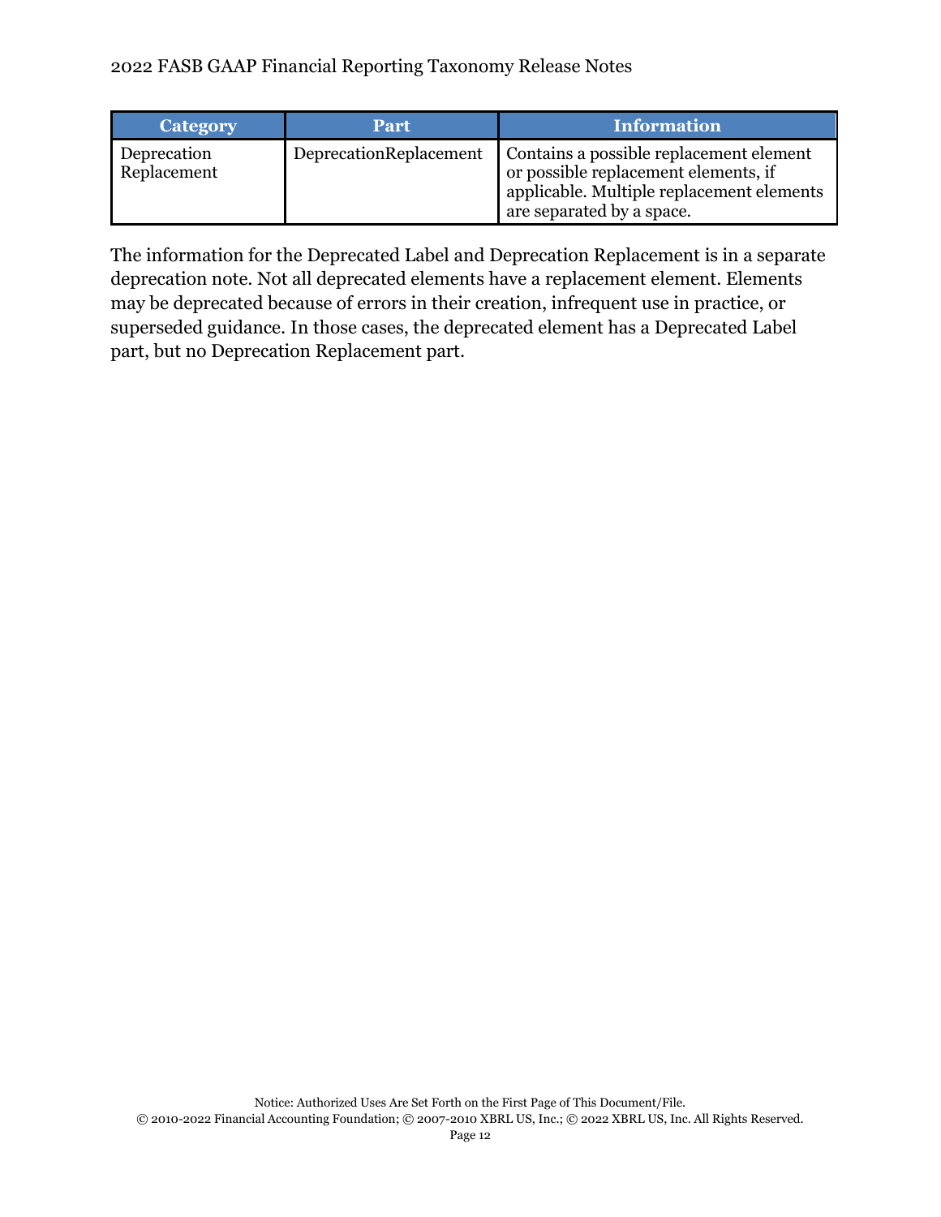| Category | Part | Information |
| --- | --- | --- |
| Deprecation Replacement | DeprecationReplacement | Contains a possible replacement element or possible replacement elements, if applicable. Multiple replacement elements are separated by a space. |

The information for the Deprecated Label and Deprecation Replacement is in a separate deprecation note. Not all deprecated elements have a replacement element. Elements may be deprecated because of errors in their creation, infrequent use in practice, or superseded guidance. In those cases, the deprecated element has a Deprecated Label part, but no Deprecation Replacement part.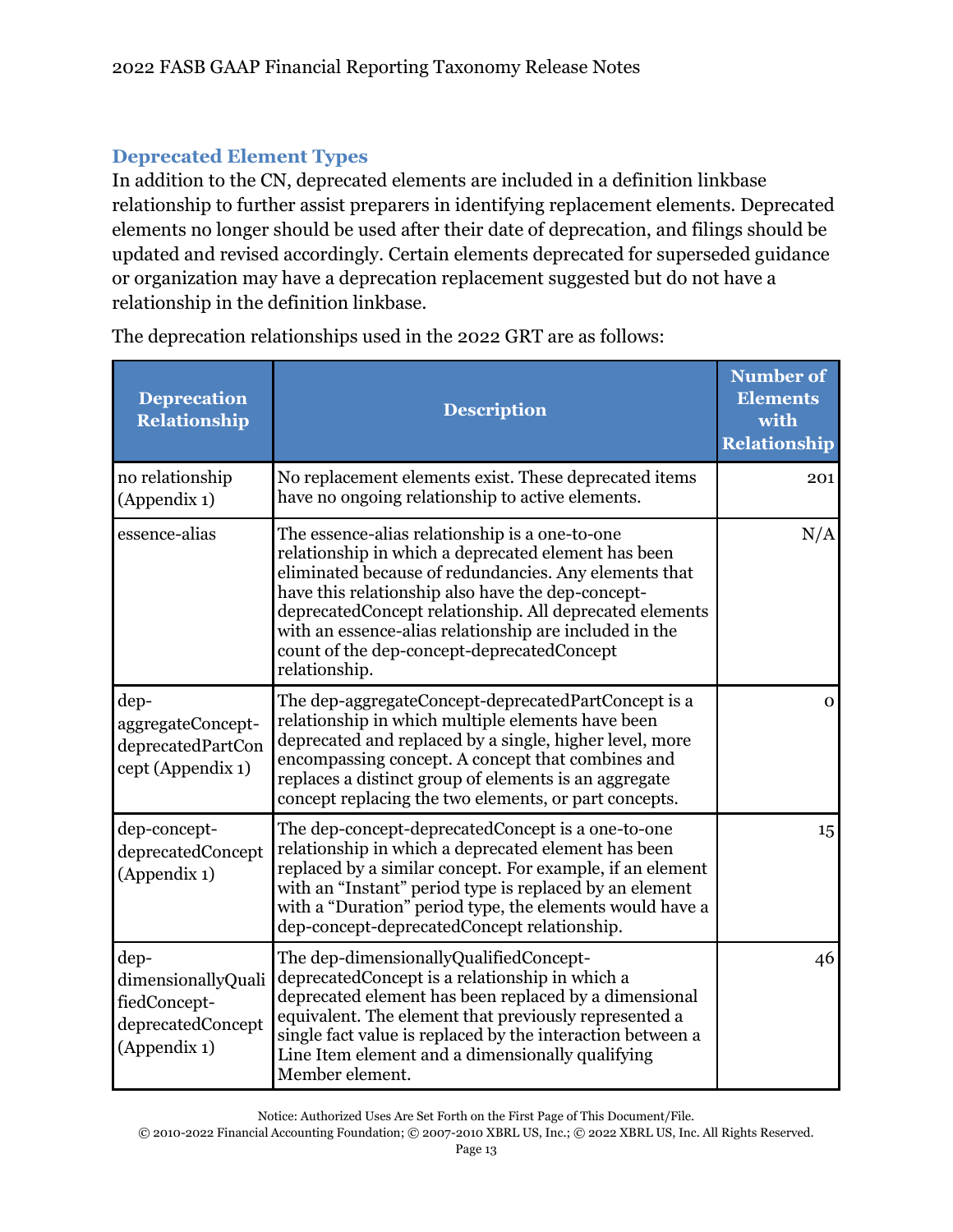### Deprecated Element Types

In addition to the CN, deprecated elements are included in a definition linkbase relationship to further assist preparers in identifying replacement elements. Deprecated elements no longer should be used after their date of deprecation, and filings should be updated and revised accordingly. Certain elements deprecated for superseded guidance or organization may have a deprecation replacement suggested but do not have a relationship in the definition linkbase.

The deprecation relationships used in the 2022 GRT are as follows:

| Deprecation Relationship | Description | Number of Elements with Relationship |
|---|---|---|
| no relationship (Appendix 1) | No replacement elements exist. These deprecated items have no ongoing relationship to active elements. | 201 |
| essence-alias | The essence-alias relationship is a one-to-one relationship in which a deprecated element has been eliminated because of redundancies. Any elements that have this relationship also have the dep-concept-deprecatedConcept relationship. All deprecated elements with an essence-alias relationship are included in the count of the dep-concept-deprecatedConcept relationship. | N/A |
| dep-aggregateConcept-deprecatedPartConcept (Appendix 1) | The dep-aggregateConcept-deprecatedPartConcept is a relationship in which multiple elements have been deprecated and replaced by a single, higher level, more encompassing concept. A concept that combines and replaces a distinct group of elements is an aggregate concept replacing the two elements, or part concepts. | 0 |
| dep-concept-deprecatedConcept (Appendix 1) | The dep-concept-deprecatedConcept is a one-to-one relationship in which a deprecated element has been replaced by a similar concept. For example, if an element with an "Instant" period type is replaced by an element with a "Duration" period type, the elements would have a dep-concept-deprecatedConcept relationship. | 15 |
| dep-dimensionallyQualifiedConcept-deprecatedConcept (Appendix 1) | The dep-dimensionallyQualifiedConcept-deprecatedConcept is a relationship in which a deprecated element has been replaced by a dimensional equivalent. The element that previously represented a single fact value is replaced by the interaction between a Line Item element and a dimensionally qualifying Member element. | 46 |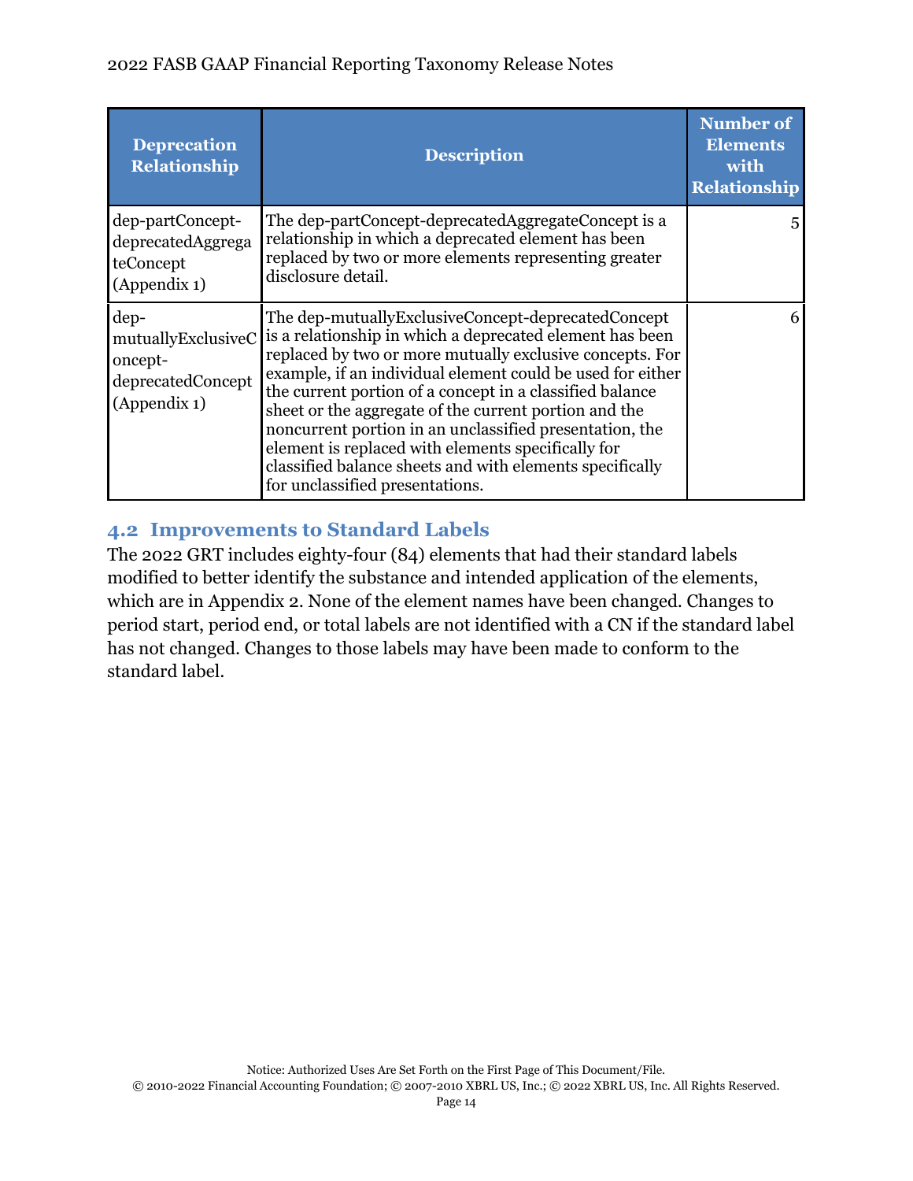| Deprecation Relationship | Description | Number of Elements with Relationship |
|---|---|---|
| dep-partConcept-deprecatedAggregateConcept (Appendix 1) | The dep-partConcept-deprecatedAggregateConcept is a relationship in which a deprecated element has been replaced by two or more elements representing greater disclosure detail. | 5 |
| dep-mutuallyExclusiveConcept-deprecatedConcept (Appendix 1) | The dep-mutuallyExclusiveConcept-deprecatedConcept is a relationship in which a deprecated element has been replaced by two or more mutually exclusive concepts. For example, if an individual element could be used for either the current portion of a concept in a classified balance sheet or the aggregate of the current portion and the noncurrent portion in an unclassified presentation, the element is replaced with elements specifically for classified balance sheets and with elements specifically for unclassified presentations. | 6 |

## 4.2 Improvements to Standard Labels

The 2022 GRT includes eighty-four (84) elements that had their standard labels modified to better identify the substance and intended application of the elements, which are in Appendix 2. None of the element names have been changed. Changes to period start, period end, or total labels are not identified with a CN if the standard label has not changed. Changes to those labels may have been made to conform to the standard label.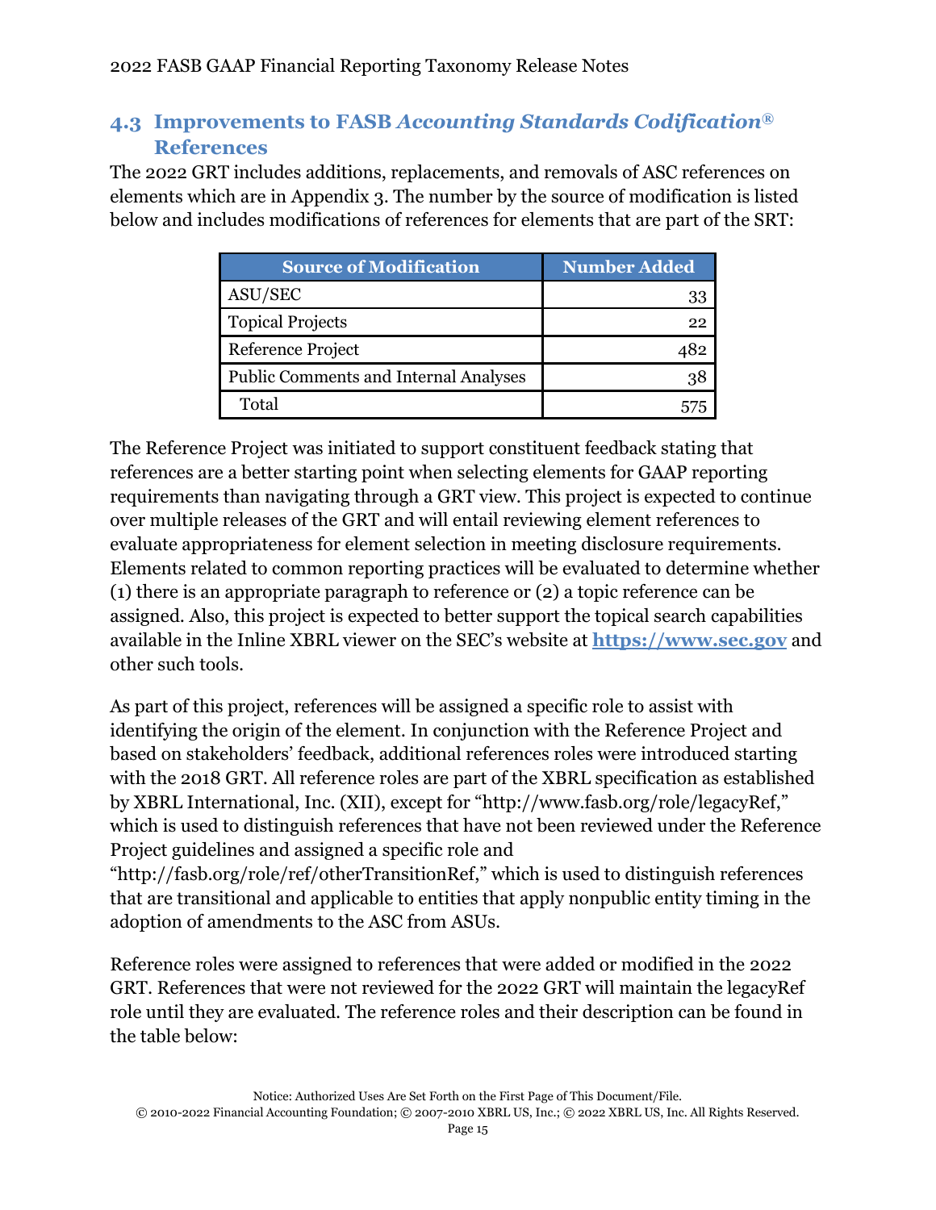## 4.3 Improvements to FASB *Accounting Standards Codification®* References

The 2022 GRT includes additions, replacements, and removals of ASC references on elements which are in Appendix 3. The number by the source of modification is listed below and includes modifications of references for elements that are part of the SRT:

| Source of Modification | Number Added |
|---|---:|
| ASU/SEC | 33 |
| Topical Projects | 22 |
| Reference Project | 482 |
| Public Comments and Internal Analyses | 38 |
| Total | 575 |

The Reference Project was initiated to support constituent feedback stating that references are a better starting point when selecting elements for GAAP reporting requirements than navigating through a GRT view. This project is expected to continue over multiple releases of the GRT and will entail reviewing element references to evaluate appropriateness for element selection in meeting disclosure requirements. Elements related to common reporting practices will be evaluated to determine whether (1) there is an appropriate paragraph to reference or (2) a topic reference can be assigned. Also, this project is expected to better support the topical search capabilities available in the Inline XBRL viewer on the SEC's website at **https://www.sec.gov** and other such tools.

As part of this project, references will be assigned a specific role to assist with identifying the origin of the element. In conjunction with the Reference Project and based on stakeholders' feedback, additional references roles were introduced starting with the 2018 GRT. All reference roles are part of the XBRL specification as established by XBRL International, Inc. (XII), except for "http://www.fasb.org/role/legacyRef," which is used to distinguish references that have not been reviewed under the Reference Project guidelines and assigned a specific role and "http://fasb.org/role/ref/otherTransitionRef," which is used to distinguish references that are transitional and applicable to entities that apply nonpublic entity timing in the adoption of amendments to the ASC from ASUs.

Reference roles were assigned to references that were added or modified in the 2022 GRT. References that were not reviewed for the 2022 GRT will maintain the legacyRef role until they are evaluated. The reference roles and their description can be found in the table below: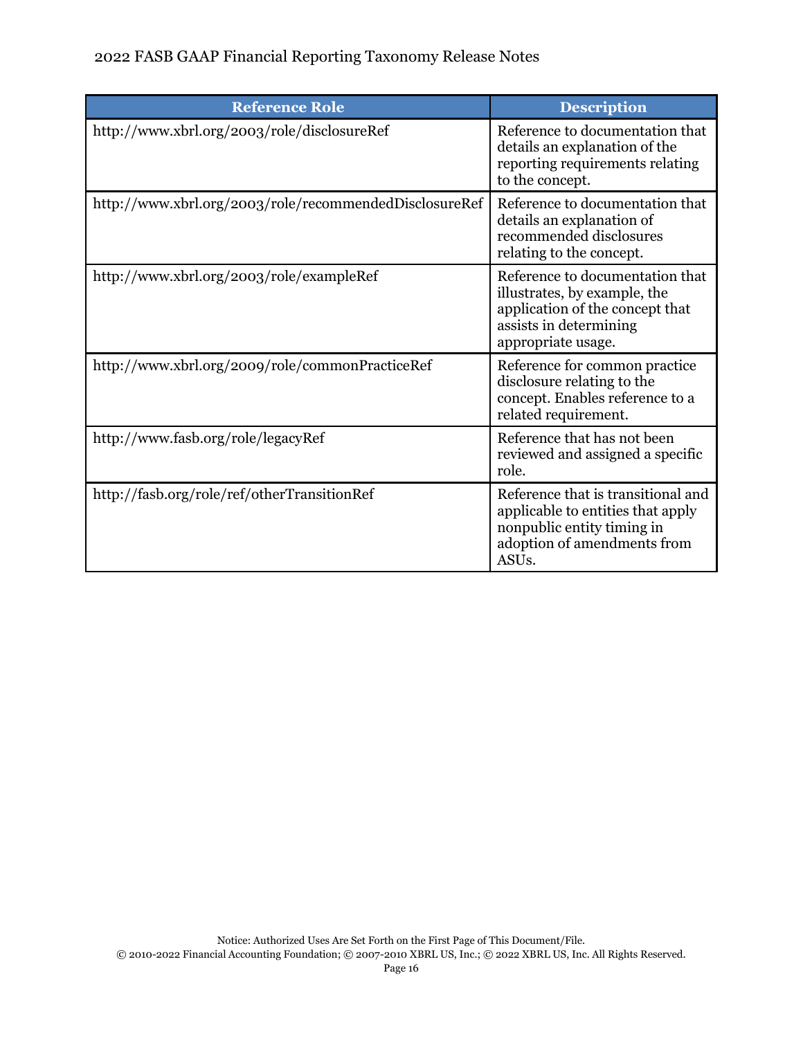| Reference Role | Description |
| --- | --- |
| http://www.xbrl.org/2003/role/disclosureRef | Reference to documentation that details an explanation of the reporting requirements relating to the concept. |
| http://www.xbrl.org/2003/role/recommendedDisclosureRef | Reference to documentation that details an explanation of recommended disclosures relating to the concept. |
| http://www.xbrl.org/2003/role/exampleRef | Reference to documentation that illustrates, by example, the application of the concept that assists in determining appropriate usage. |
| http://www.xbrl.org/2009/role/commonPracticeRef | Reference for common practice disclosure relating to the concept. Enables reference to a related requirement. |
| http://www.fasb.org/role/legacyRef | Reference that has not been reviewed and assigned a specific role. |
| http://fasb.org/role/ref/otherTransitionRef | Reference that is transitional and applicable to entities that apply nonpublic entity timing in adoption of amendments from ASUs. |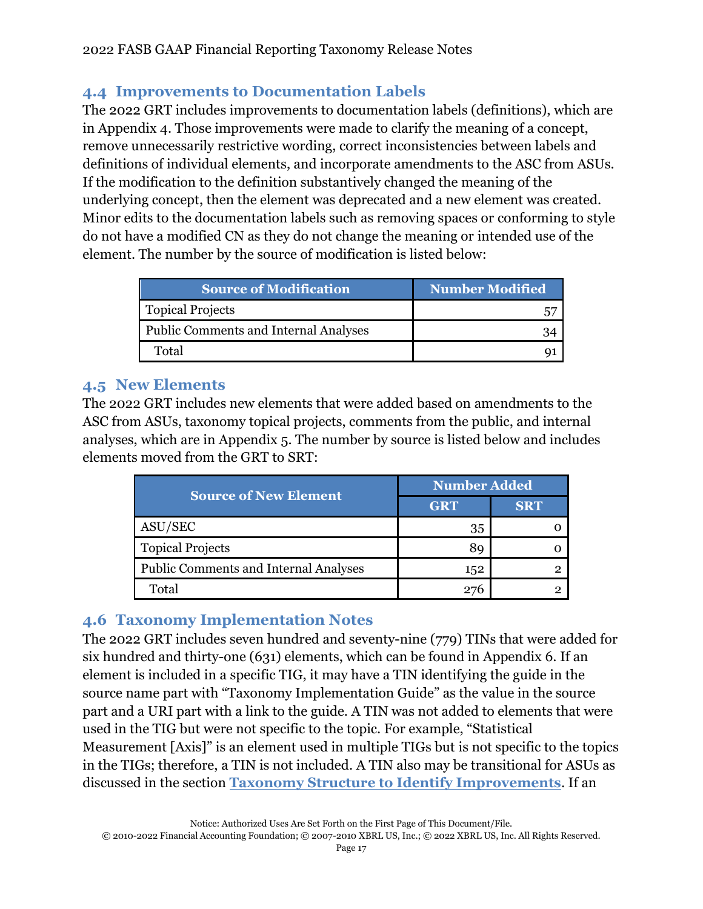## 4.4 Improvements to Documentation Labels

The 2022 GRT includes improvements to documentation labels (definitions), which are in Appendix 4. Those improvements were made to clarify the meaning of a concept, remove unnecessarily restrictive wording, correct inconsistencies between labels and definitions of individual elements, and incorporate amendments to the ASC from ASUs. If the modification to the definition substantively changed the meaning of the underlying concept, then the element was deprecated and a new element was created. Minor edits to the documentation labels such as removing spaces or conforming to style do not have a modified CN as they do not change the meaning or intended use of the element. The number by the source of modification is listed below:

| Source of Modification | Number Modified |
|---|---|
| Topical Projects | 57 |
| Public Comments and Internal Analyses | 34 |
| Total | 91 |

## 4.5 New Elements

The 2022 GRT includes new elements that were added based on amendments to the ASC from ASUs, taxonomy topical projects, comments from the public, and internal analyses, which are in Appendix 5. The number by source is listed below and includes elements moved from the GRT to SRT:

| Source of New Element | Number Added | |
|---|---|---|
| | GRT | SRT |
| ASU/SEC | 35 | 0 |
| Topical Projects | 89 | 0 |
| Public Comments and Internal Analyses | 152 | 2 |
| Total | 276 | 2 |

## 4.6 Taxonomy Implementation Notes

The 2022 GRT includes seven hundred and seventy-nine (779) TINs that were added for six hundred and thirty-one (631) elements, which can be found in Appendix 6. If an element is included in a specific TIG, it may have a TIN identifying the guide in the source name part with "Taxonomy Implementation Guide" as the value in the source part and a URI part with a link to the guide. A TIN was not added to elements that were used in the TIG but were not specific to the topic. For example, "Statistical Measurement [Axis]" is an element used in multiple TIGs but is not specific to the topics in the TIGs; therefore, a TIN is not included. A TIN also may be transitional for ASUs as discussed in the section **Taxonomy Structure to Identify Improvements**. If an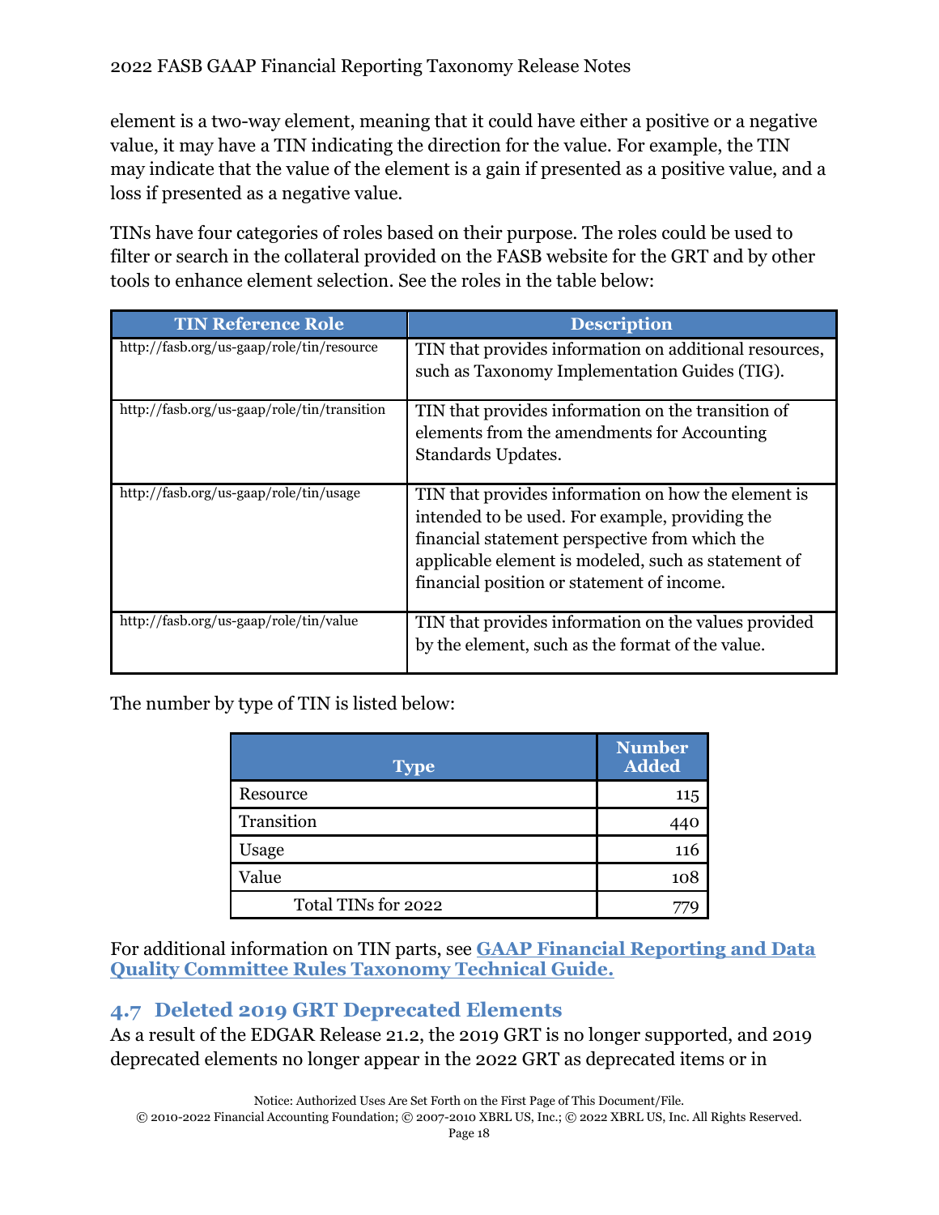element is a two-way element, meaning that it could have either a positive or a negative value, it may have a TIN indicating the direction for the value. For example, the TIN may indicate that the value of the element is a gain if presented as a positive value, and a loss if presented as a negative value.

TINs have four categories of roles based on their purpose. The roles could be used to filter or search in the collateral provided on the FASB website for the GRT and by other tools to enhance element selection. See the roles in the table below:

| TIN Reference Role | Description |
| --- | --- |
| http://fasb.org/us-gaap/role/tin/resource | TIN that provides information on additional resources, such as Taxonomy Implementation Guides (TIG). |
| http://fasb.org/us-gaap/role/tin/transition | TIN that provides information on the transition of elements from the amendments for Accounting Standards Updates. |
| http://fasb.org/us-gaap/role/tin/usage | TIN that provides information on how the element is intended to be used. For example, providing the financial statement perspective from which the applicable element is modeled, such as statement of financial position or statement of income. |
| http://fasb.org/us-gaap/role/tin/value | TIN that provides information on the values provided by the element, such as the format of the value. |

The number by type of TIN is listed below:

| Type | Number Added |
| --- | ---: |
| Resource | 115 |
| Transition | 440 |
| Usage | 116 |
| Value | 108 |
| Total TINs for 2022 | 779 |

For additional information on TIN parts, see **GAAP Financial Reporting and Data Quality Committee Rules Taxonomy Technical Guide.**

## 4.7 Deleted 2019 GRT Deprecated Elements

As a result of the EDGAR Release 21.2, the 2019 GRT is no longer supported, and 2019 deprecated elements no longer appear in the 2022 GRT as deprecated items or in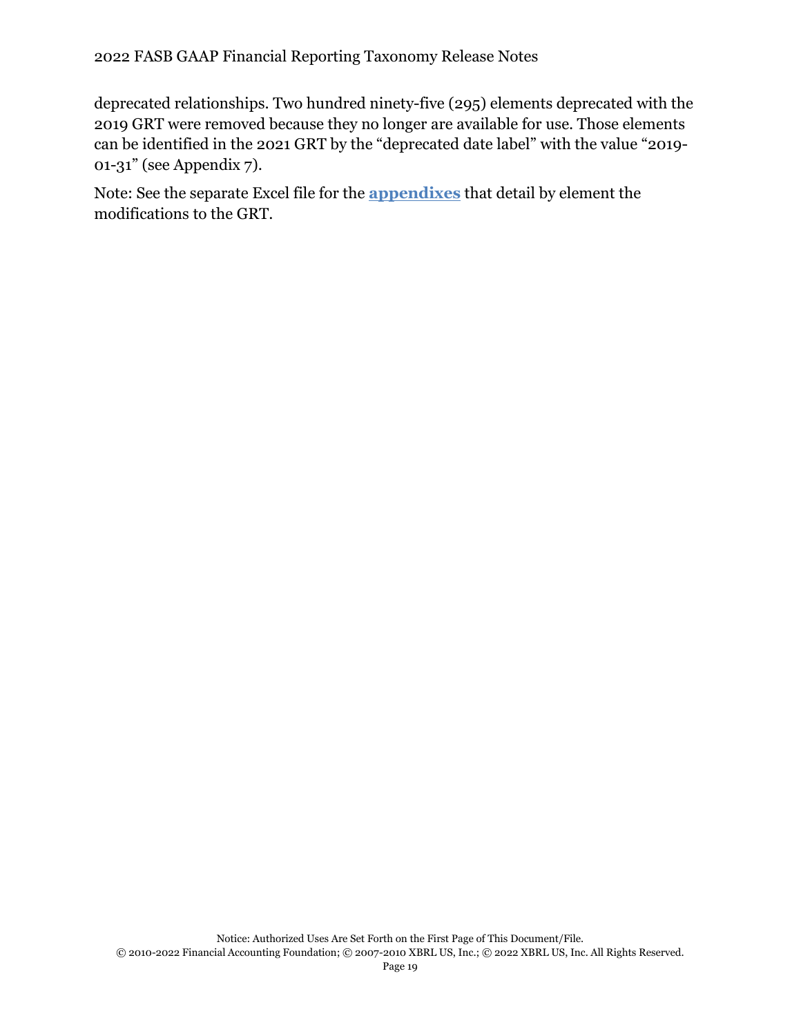deprecated relationships. Two hundred ninety-five (295) elements deprecated with the 2019 GRT were removed because they no longer are available for use. Those elements can be identified in the 2021 GRT by the "deprecated date label" with the value "2019-01-31" (see Appendix 7).

Note: See the separate Excel file for the **appendixes** that detail by element the modifications to the GRT.